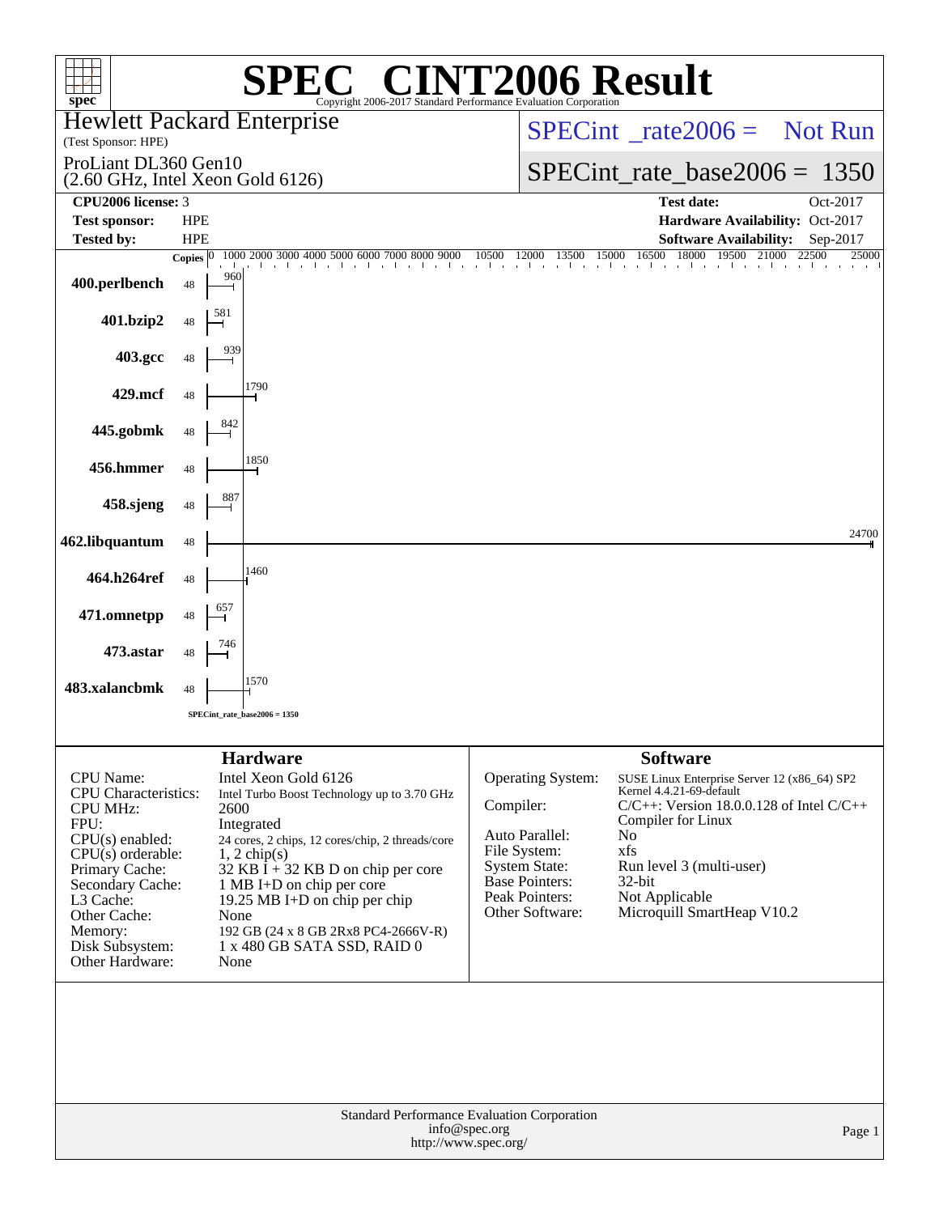# SPEC® CINT2006 Result

Copyright 2006-2017 Standard Performance Evaluation Corporation

**Hewlett Packard Enterprise**
(Test Sponsor: HPE)

ProLiant DL360 Gen10
(2.60 GHz, Intel Xeon Gold 6126)

SPECint_rate2006 = Not Run

SPECint_rate_base2006 = 1350

| | | | |
|---|---|---|---|
| **CPU2006 license:** | 3 | **Test date:** | Oct-2017 |
| **Test sponsor:** | HPE | **Hardware Availability:** | Oct-2017 |
| **Tested by:** | HPE | **Software Availability:** | Sep-2017 |

| Benchmark | Copies | Base Ratio |
|---|---|---|
| 400.perlbench | 48 | 960 |
| 401.bzip2 | 48 | 581 |
| 403.gcc | 48 | 939 |
| 429.mcf | 48 | 1790 |
| 445.gobmk | 48 | 842 |
| 456.hmmer | 48 | 1850 |
| 458.sjeng | 48 | 887 |
| 462.libquantum | 48 | 24700 |
| 464.h264ref | 48 | 1460 |
| 471.omnetpp | 48 | 657 |
| 473.astar | 48 | 746 |
| 483.xalancbmk | 48 | 1570 |

SPECint_rate_base2006 = 1350

## Hardware

| | |
|---|---|
| CPU Name: | Intel Xeon Gold 6126 |
| CPU Characteristics: | Intel Turbo Boost Technology up to 3.70 GHz |
| CPU MHz: | 2600 |
| FPU: | Integrated |
| CPU(s) enabled: | 24 cores, 2 chips, 12 cores/chip, 2 threads/core |
| CPU(s) orderable: | 1, 2 chip(s) |
| Primary Cache: | 32 KB I + 32 KB D on chip per core |
| Secondary Cache: | 1 MB I+D on chip per core |
| L3 Cache: | 19.25 MB I+D on chip per chip |
| Other Cache: | None |
| Memory: | 192 GB (24 x 8 GB 2Rx8 PC4-2666V-R) |
| Disk Subsystem: | 1 x 480 GB SATA SSD, RAID 0 |
| Other Hardware: | None |

## Software

| | |
|---|---|
| Operating System: | SUSE Linux Enterprise Server 12 (x86_64) SP2 Kernel 4.4.21-69-default |
| Compiler: | C/C++: Version 18.0.0.128 of Intel C/C++ Compiler for Linux |
| Auto Parallel: | No |
| File System: | xfs |
| System State: | Run level 3 (multi-user) |
| Base Pointers: | 32-bit |
| Peak Pointers: | Not Applicable |
| Other Software: | Microquill SmartHeap V10.2 |

Standard Performance Evaluation Corporation
info@spec.org
http://www.spec.org/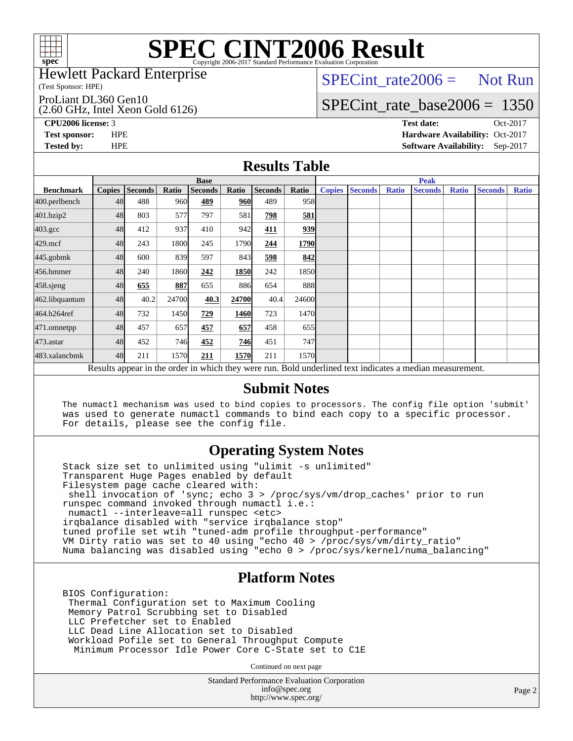# SPEC CINT2006 Result

Copyright 2006-2017 Standard Performance Evaluation Corporation

Hewlett Packard Enterprise
(Test Sponsor: HPE)

ProLiant DL360 Gen10
(2.60 GHz, Intel Xeon Gold 6126)

SPECint_rate2006 = Not Run

SPECint_rate_base2006 = 1350

**CPU2006 license:** 3
**Test sponsor:** HPE
**Tested by:** HPE

**Test date:** Oct-2017
**Hardware Availability:** Oct-2017
**Software Availability:** Sep-2017

## Results Table

| Benchmark | Base | | | | | | | Peak | | | | | | |
|---|---|---|---|---|---|---|---|---|---|---|---|---|---|---|
| | Copies | Seconds | Ratio | Seconds | Ratio | Seconds | Ratio | Copies | Seconds | Ratio | Seconds | Ratio | Seconds | Ratio |
| 400.perlbench | 48 | 488 | 960 | **489** | **960** | 489 | 958 | | | | | | | |
| 401.bzip2 | 48 | 803 | 577 | 797 | 581 | **798** | **581** | | | | | | | |
| 403.gcc | 48 | 412 | 937 | 410 | 942 | **411** | **939** | | | | | | | |
| 429.mcf | 48 | 243 | 1800 | 245 | 1790 | **244** | **1790** | | | | | | | |
| 445.gobmk | 48 | 600 | 839 | 597 | 843 | **598** | **842** | | | | | | | |
| 456.hmmer | 48 | 240 | 1860 | **242** | **1850** | 242 | 1850 | | | | | | | |
| 458.sjeng | 48 | **655** | **887** | 655 | 886 | 654 | 888 | | | | | | | |
| 462.libquantum | 48 | 40.2 | 24700 | **40.3** | **24700** | 40.4 | 24600 | | | | | | | |
| 464.h264ref | 48 | 732 | 1450 | **729** | **1460** | 723 | 1470 | | | | | | | |
| 471.omnetpp | 48 | 457 | 657 | **457** | **657** | 458 | 655 | | | | | | | |
| 473.astar | 48 | 452 | 746 | **452** | **746** | 451 | 747 | | | | | | | |
| 483.xalancbmk | 48 | 211 | 1570 | **211** | **1570** | 211 | 1570 | | | | | | | |

Results appear in the order in which they were run. Bold underlined text indicates a median measurement.

## Submit Notes

```
The numactl mechanism was used to bind copies to processors. The config file option 'submit'
was used to generate numactl commands to bind each copy to a specific processor.
For details, please see the config file.
```

## Operating System Notes

```
Stack size set to unlimited using "ulimit -s unlimited"
Transparent Huge Pages enabled by default
Filesystem page cache cleared with:
 shell invocation of 'sync; echo 3 > /proc/sys/vm/drop_caches' prior to run
runspec command invoked through numactl i.e.:
 numactl --interleave=all runspec <etc>
irqbalance disabled with "service irqbalance stop"
tuned profile set wtih "tuned-adm profile throughput-performance"
VM Dirty ratio was set to 40 using "echo 40 > /proc/sys/vm/dirty_ratio"
Numa balancing was disabled using "echo 0 > /proc/sys/kernel/numa_balancing"
```

## Platform Notes

```
BIOS Configuration:
 Thermal Configuration set to Maximum Cooling
 Memory Patrol Scrubbing set to Disabled
 LLC Prefetcher set to Enabled
 LLC Dead Line Allocation set to Disabled
 Workload Pofile set to General Throughput Compute
  Minimum Processor Idle Power Core C-State set to C1E
```

Continued on next page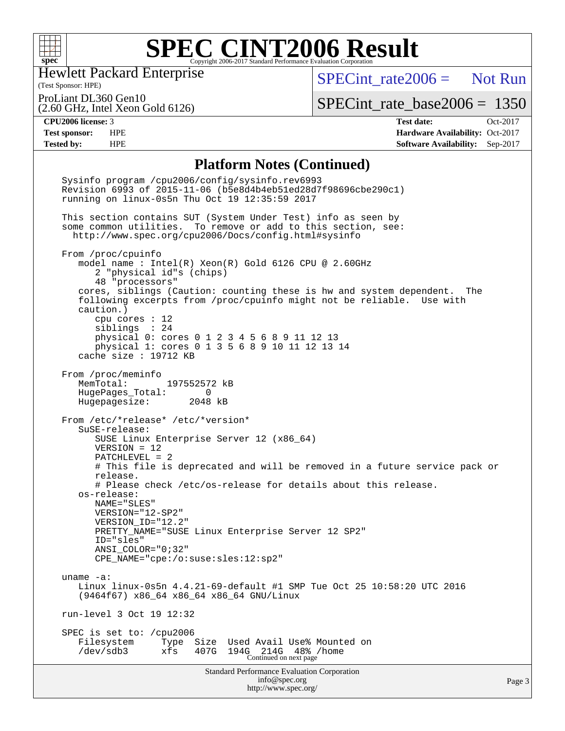# SPEC CINT2006 Result

Hewlett Packard Enterprise
(Test Sponsor: HPE)

ProLiant DL360 Gen10
(2.60 GHz, Intel Xeon Gold 6126)

SPECint_rate2006 = Not Run

SPECint_rate_base2006 = 1350

| | | | |
|---|---|---|---|
| **CPU2006 license:** | 3 | **Test date:** | Oct-2017 |
| **Test sponsor:** | HPE | **Hardware Availability:** | Oct-2017 |
| **Tested by:** | HPE | **Software Availability:** | Sep-2017 |

## Platform Notes (Continued)

```
Sysinfo program /cpu2006/config/sysinfo.rev6993
Revision 6993 of 2015-11-06 (b5e8d4b4eb51ed28d7f98696cbe290c1)
running on linux-0s5n Thu Oct 19 12:35:59 2017

This section contains SUT (System Under Test) info as seen by
some common utilities.  To remove or add to this section, see:
  http://www.spec.org/cpu2006/Docs/config.html#sysinfo

From /proc/cpuinfo
   model name : Intel(R) Xeon(R) Gold 6126 CPU @ 2.60GHz
      2 "physical id"s (chips)
      48 "processors"
   cores, siblings (Caution: counting these is hw and system dependent.  The
   following excerpts from /proc/cpuinfo might not be reliable.  Use with
   caution.)
      cpu cores : 12
      siblings  : 24
      physical 0: cores 0 1 2 3 4 5 6 8 9 11 12 13
      physical 1: cores 0 1 3 5 6 8 9 10 11 12 13 14
   cache size : 19712 KB

From /proc/meminfo
   MemTotal:       197552572 kB
   HugePages_Total:       0
   Hugepagesize:       2048 kB

From /etc/*release* /etc/*version*
   SuSE-release:
      SUSE Linux Enterprise Server 12 (x86_64)
      VERSION = 12
      PATCHLEVEL = 2
      # This file is deprecated and will be removed in a future service pack or
      release.
      # Please check /etc/os-release for details about this release.
   os-release:
      NAME="SLES"
      VERSION="12-SP2"
      VERSION_ID="12.2"
      PRETTY_NAME="SUSE Linux Enterprise Server 12 SP2"
      ID="sles"
      ANSI_COLOR="0;32"
      CPE_NAME="cpe:/o:suse:sles:12:sp2"

uname -a:
   Linux linux-0s5n 4.4.21-69-default #1 SMP Tue Oct 25 10:58:20 UTC 2016
   (9464f67) x86_64 x86_64 x86_64 GNU/Linux

run-level 3 Oct 19 12:32

SPEC is set to: /cpu2006
   Filesystem     Type  Size  Used Avail Use% Mounted on
   /dev/sdb3      xfs   407G  194G  214G  48% /home
```

Continued on next page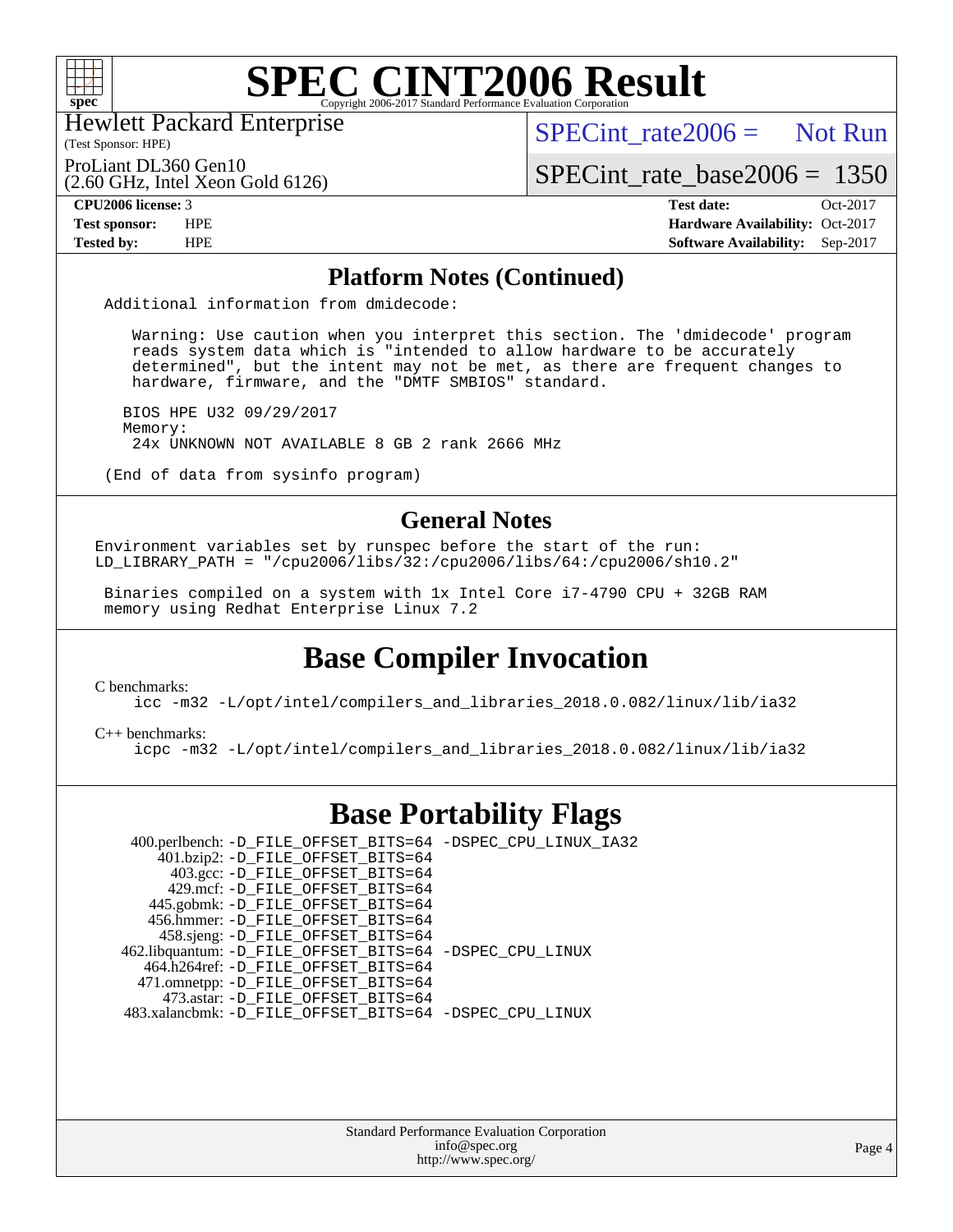# SPEC CINT2006 Result

Hewlett Packard Enterprise
(Test Sponsor: HPE)

ProLiant DL360 Gen10
(2.60 GHz, Intel Xeon Gold 6126)

SPECint_rate2006 = Not Run

SPECint_rate_base2006 = 1350

**CPU2006 license:** 3
**Test sponsor:** HPE
**Tested by:** HPE

**Test date:** Oct-2017
**Hardware Availability:** Oct-2017
**Software Availability:** Sep-2017

## Platform Notes (Continued)

```
Additional information from dmidecode:

   Warning: Use caution when you interpret this section. The 'dmidecode' program
   reads system data which is "intended to allow hardware to be accurately
   determined", but the intent may not be met, as there are frequent changes to
   hardware, firmware, and the "DMTF SMBIOS" standard.

  BIOS HPE U32 09/29/2017
  Memory:
   24x UNKNOWN NOT AVAILABLE 8 GB 2 rank 2666 MHz

(End of data from sysinfo program)
```

## General Notes

```
Environment variables set by runspec before the start of the run:
LD_LIBRARY_PATH = "/cpu2006/libs/32:/cpu2006/libs/64:/cpu2006/sh10.2"

 Binaries compiled on a system with 1x Intel Core i7-4790 CPU + 32GB RAM
 memory using Redhat Enterprise Linux 7.2
```

# Base Compiler Invocation

C benchmarks:

```
icc -m32 -L/opt/intel/compilers_and_libraries_2018.0.082/linux/lib/ia32
```

C++ benchmarks:

```
icpc -m32 -L/opt/intel/compilers_and_libraries_2018.0.082/linux/lib/ia32
```

# Base Portability Flags

```
   400.perlbench: -D_FILE_OFFSET_BITS=64 -DSPEC_CPU_LINUX_IA32
       401.bzip2: -D_FILE_OFFSET_BITS=64
         403.gcc: -D_FILE_OFFSET_BITS=64
         429.mcf: -D_FILE_OFFSET_BITS=64
       445.gobmk: -D_FILE_OFFSET_BITS=64
       456.hmmer: -D_FILE_OFFSET_BITS=64
       458.sjeng: -D_FILE_OFFSET_BITS=64
  462.libquantum: -D_FILE_OFFSET_BITS=64 -DSPEC_CPU_LINUX
     464.h264ref: -D_FILE_OFFSET_BITS=64
     471.omnetpp: -D_FILE_OFFSET_BITS=64
       473.astar: -D_FILE_OFFSET_BITS=64
   483.xalancbmk: -D_FILE_OFFSET_BITS=64 -DSPEC_CPU_LINUX
```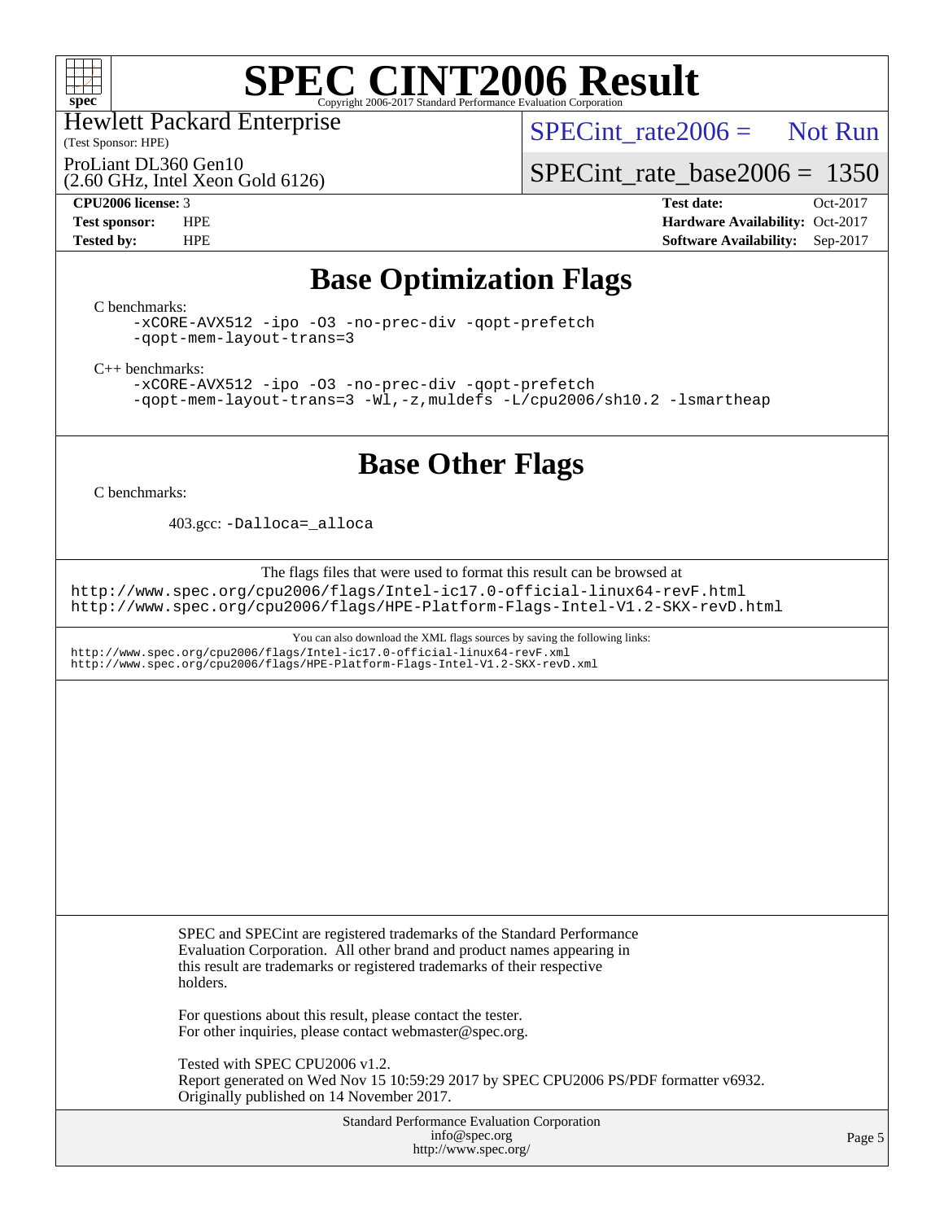# SPEC CINT2006 Result

Copyright 2006-2017 Standard Performance Evaluation Corporation

Hewlett Packard Enterprise
(Test Sponsor: HPE)

ProLiant DL360 Gen10
(2.60 GHz, Intel Xeon Gold 6126)

SPECint_rate2006 = Not Run

SPECint_rate_base2006 = 1350

**CPU2006 license:** 3
**Test sponsor:** HPE
**Tested by:** HPE

**Test date:** Oct-2017
**Hardware Availability:** Oct-2017
**Software Availability:** Sep-2017

## Base Optimization Flags

C benchmarks:

```
-xCORE-AVX512 -ipo -O3 -no-prec-div -qopt-prefetch
-qopt-mem-layout-trans=3
```

C++ benchmarks:

```
-xCORE-AVX512 -ipo -O3 -no-prec-div -qopt-prefetch
-qopt-mem-layout-trans=3 -Wl,-z,muldefs -L/cpu2006/sh10.2 -lsmartheap
```

## Base Other Flags

C benchmarks:

403.gcc: `-Dalloca=_alloca`

The flags files that were used to format this result can be browsed at
http://www.spec.org/cpu2006/flags/Intel-ic17.0-official-linux64-revF.html
http://www.spec.org/cpu2006/flags/HPE-Platform-Flags-Intel-V1.2-SKX-revD.html

You can also download the XML flags sources by saving the following links:
http://www.spec.org/cpu2006/flags/Intel-ic17.0-official-linux64-revF.xml
http://www.spec.org/cpu2006/flags/HPE-Platform-Flags-Intel-V1.2-SKX-revD.xml

SPEC and SPECint are registered trademarks of the Standard Performance Evaluation Corporation. All other brand and product names appearing in this result are trademarks or registered trademarks of their respective holders.

For questions about this result, please contact the tester.
For other inquiries, please contact webmaster@spec.org.

Tested with SPEC CPU2006 v1.2.
Report generated on Wed Nov 15 10:59:29 2017 by SPEC CPU2006 PS/PDF formatter v6932.
Originally published on 14 November 2017.

Standard Performance Evaluation Corporation
info@spec.org
http://www.spec.org/